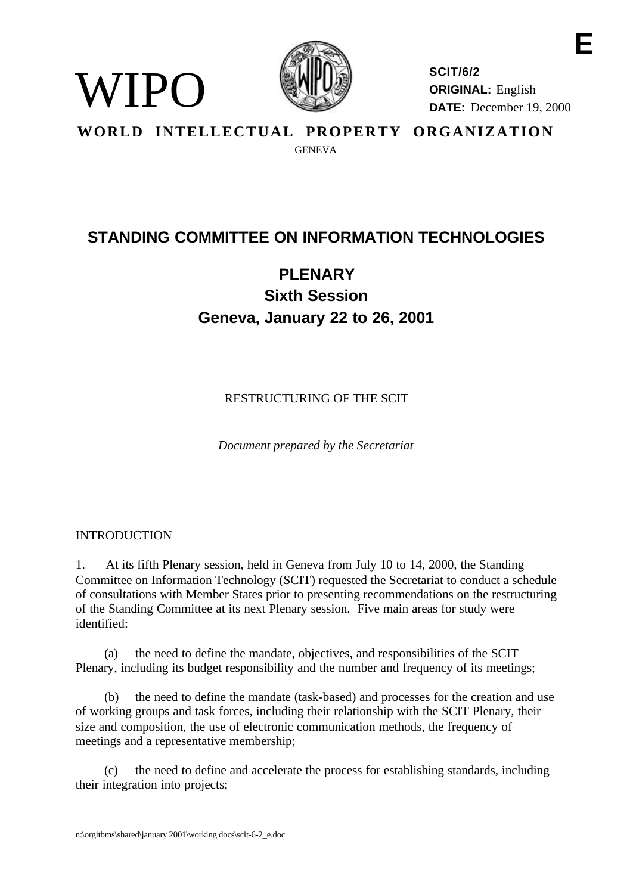E

WIPO

SCIT/6/2
ORIGINAL: English
DATE: December 19, 2000

**WORLD INTELLECTUAL PROPERTY ORGANIZATION**

GENEVA

# STANDING COMMITTEE ON INFORMATION TECHNOLOGIES

## PLENARY
## Sixth Session
## Geneva, January 22 to 26, 2001

RESTRUCTURING OF THE SCIT

*Document prepared by the Secretariat*

INTRODUCTION

1. At its fifth Plenary session, held in Geneva from July 10 to 14, 2000, the Standing Committee on Information Technology (SCIT) requested the Secretariat to conduct a schedule of consultations with Member States prior to presenting recommendations on the restructuring of the Standing Committee at its next Plenary session. Five main areas for study were identified:

(a) the need to define the mandate, objectives, and responsibilities of the SCIT Plenary, including its budget responsibility and the number and frequency of its meetings;

(b) the need to define the mandate (task-based) and processes for the creation and use of working groups and task forces, including their relationship with the SCIT Plenary, their size and composition, the use of electronic communication methods, the frequency of meetings and a representative membership;

(c) the need to define and accelerate the process for establishing standards, including their integration into projects;

n:\orgitbms\shared\january 2001\working docs\scit-6-2_e.doc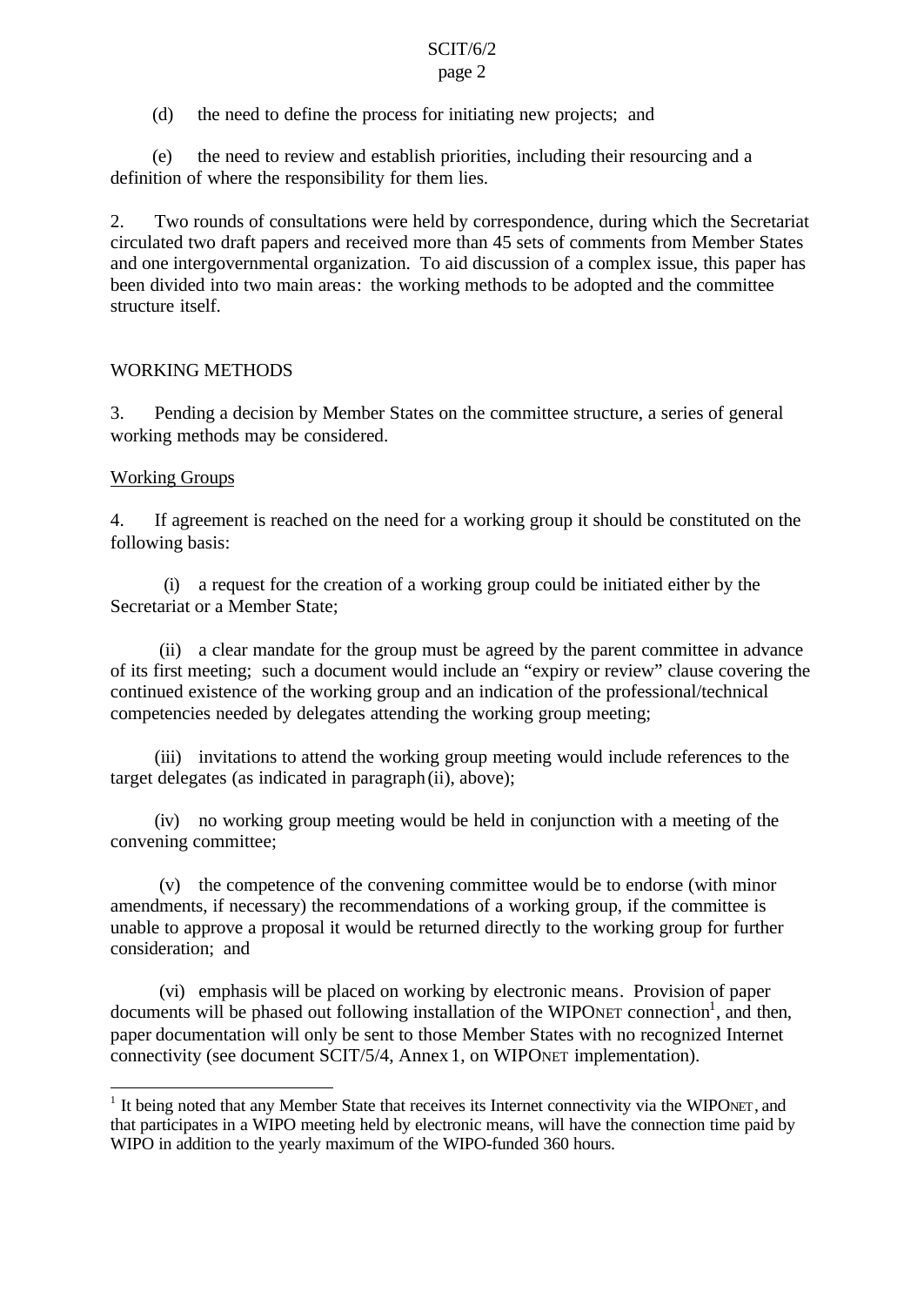(d) the need to define the process for initiating new projects; and

(e) the need to review and establish priorities, including their resourcing and a definition of where the responsibility for them lies.

2. Two rounds of consultations were held by correspondence, during which the Secretariat circulated two draft papers and received more than 45 sets of comments from Member States and one intergovernmental organization. To aid discussion of a complex issue, this paper has been divided into two main areas: the working methods to be adopted and the committee structure itself.

## WORKING METHODS

3. Pending a decision by Member States on the committee structure, a series of general working methods may be considered.

### Working Groups

4. If agreement is reached on the need for a working group it should be constituted on the following basis:

(i) a request for the creation of a working group could be initiated either by the Secretariat or a Member State;

(ii) a clear mandate for the group must be agreed by the parent committee in advance of its first meeting; such a document would include an "expiry or review" clause covering the continued existence of the working group and an indication of the professional/technical competencies needed by delegates attending the working group meeting;

(iii) invitations to attend the working group meeting would include references to the target delegates (as indicated in paragraph (ii), above);

(iv) no working group meeting would be held in conjunction with a meeting of the convening committee;

(v) the competence of the convening committee would be to endorse (with minor amendments, if necessary) the recommendations of a working group, if the committee is unable to approve a proposal it would be returned directly to the working group for further consideration; and

(vi) emphasis will be placed on working by electronic means. Provision of paper documents will be phased out following installation of the WIPONET connection[1], and then, paper documentation will only be sent to those Member States with no recognized Internet connectivity (see document SCIT/5/4, Annex 1, on WIPONET implementation).

---

[1] It being noted that any Member State that receives its Internet connectivity via the WIPONET, and that participates in a WIPO meeting held by electronic means, will have the connection time paid by WIPO in addition to the yearly maximum of the WIPO-funded 360 hours.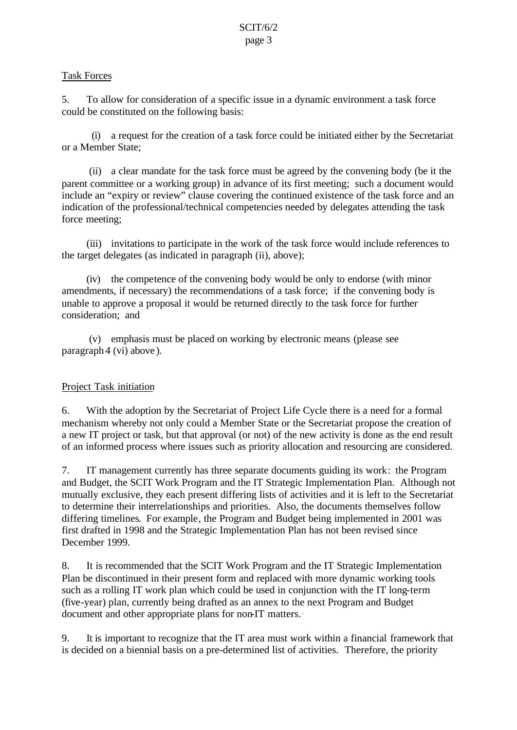Task Forces

5. To allow for consideration of a specific issue in a dynamic environment a task force could be constituted on the following basis:

(i) a request for the creation of a task force could be initiated either by the Secretariat or a Member State;

(ii) a clear mandate for the task force must be agreed by the convening body (be it the parent committee or a working group) in advance of its first meeting; such a document would include an "expiry or review" clause covering the continued existence of the task force and an indication of the professional/technical competencies needed by delegates attending the task force meeting;

(iii) invitations to participate in the work of the task force would include references to the target delegates (as indicated in paragraph (ii), above);

(iv) the competence of the convening body would be only to endorse (with minor amendments, if necessary) the recommendations of a task force; if the convening body is unable to approve a proposal it would be returned directly to the task force for further consideration; and

(v) emphasis must be placed on working by electronic means (please see paragraph 4 (vi) above).

Project Task initiation

6. With the adoption by the Secretariat of Project Life Cycle there is a need for a formal mechanism whereby not only could a Member State or the Secretariat propose the creation of a new IT project or task, but that approval (or not) of the new activity is done as the end result of an informed process where issues such as priority allocation and resourcing are considered.

7. IT management currently has three separate documents guiding its work: the Program and Budget, the SCIT Work Program and the IT Strategic Implementation Plan. Although not mutually exclusive, they each present differing lists of activities and it is left to the Secretariat to determine their interrelationships and priorities. Also, the documents themselves follow differing timelines. For example, the Program and Budget being implemented in 2001 was first drafted in 1998 and the Strategic Implementation Plan has not been revised since December 1999.

8. It is recommended that the SCIT Work Program and the IT Strategic Implementation Plan be discontinued in their present form and replaced with more dynamic working tools such as a rolling IT work plan which could be used in conjunction with the IT long-term (five-year) plan, currently being drafted as an annex to the next Program and Budget document and other appropriate plans for non-IT matters.

9. It is important to recognize that the IT area must work within a financial framework that is decided on a biennial basis on a pre-determined list of activities. Therefore, the priority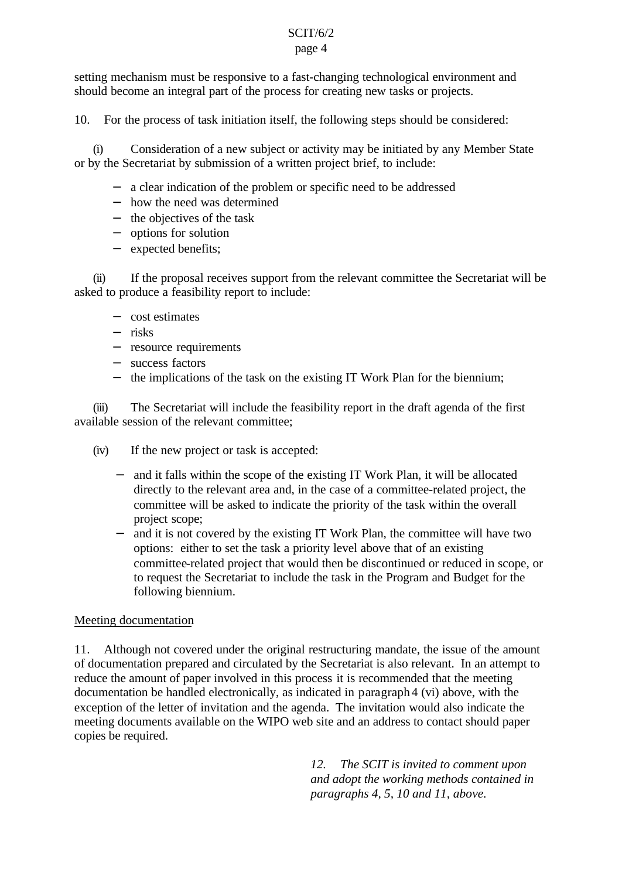setting mechanism must be responsive to a fast-changing technological environment and should become an integral part of the process for creating new tasks or projects.

10. For the process of task initiation itself, the following steps should be considered:

(i) Consideration of a new subject or activity may be initiated by any Member State or by the Secretariat by submission of a written project brief, to include:

- a clear indication of the problem or specific need to be addressed
- how the need was determined
- the objectives of the task
- options for solution
- expected benefits;

(ii) If the proposal receives support from the relevant committee the Secretariat will be asked to produce a feasibility report to include:

- cost estimates
- risks
- resource requirements
- success factors
- the implications of the task on the existing IT Work Plan for the biennium;

(iii) The Secretariat will include the feasibility report in the draft agenda of the first available session of the relevant committee;

(iv) If the new project or task is accepted:

- and it falls within the scope of the existing IT Work Plan, it will be allocated directly to the relevant area and, in the case of a committee-related project, the committee will be asked to indicate the priority of the task within the overall project scope;
- and it is not covered by the existing IT Work Plan, the committee will have two options: either to set the task a priority level above that of an existing committee-related project that would then be discontinued or reduced in scope, or to request the Secretariat to include the task in the Program and Budget for the following biennium.

<u>Meeting documentation</u>

11. Although not covered under the original restructuring mandate, the issue of the amount of documentation prepared and circulated by the Secretariat is also relevant. In an attempt to reduce the amount of paper involved in this process it is recommended that the meeting documentation be handled electronically, as indicated in paragraph 4 (vi) above, with the exception of the letter of invitation and the agenda. The invitation would also indicate the meeting documents available on the WIPO web site and an address to contact should paper copies be required.

*12. The SCIT is invited to comment upon and adopt the working methods contained in paragraphs 4, 5, 10 and 11, above.*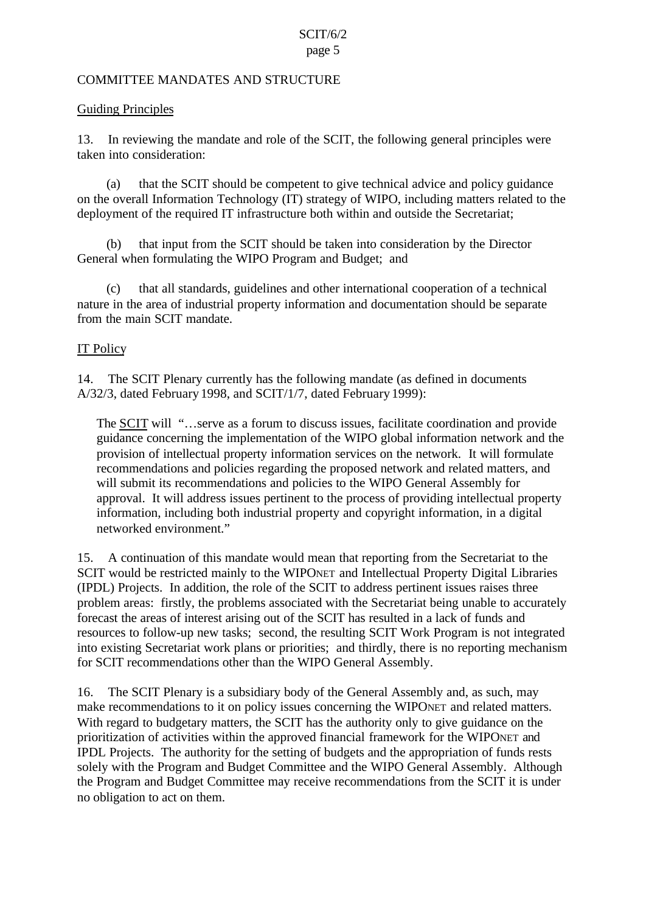COMMITTEE MANDATES AND STRUCTURE

Guiding Principles

13. In reviewing the mandate and role of the SCIT, the following general principles were taken into consideration:

(a) that the SCIT should be competent to give technical advice and policy guidance on the overall Information Technology (IT) strategy of WIPO, including matters related to the deployment of the required IT infrastructure both within and outside the Secretariat;

(b) that input from the SCIT should be taken into consideration by the Director General when formulating the WIPO Program and Budget; and

(c) that all standards, guidelines and other international cooperation of a technical nature in the area of industrial property information and documentation should be separate from the main SCIT mandate.

IT Policy

14. The SCIT Plenary currently has the following mandate (as defined in documents A/32/3, dated February 1998, and SCIT/1/7, dated February 1999):

> The SCIT will "…serve as a forum to discuss issues, facilitate coordination and provide guidance concerning the implementation of the WIPO global information network and the provision of intellectual property information services on the network. It will formulate recommendations and policies regarding the proposed network and related matters, and will submit its recommendations and policies to the WIPO General Assembly for approval. It will address issues pertinent to the process of providing intellectual property information, including both industrial property and copyright information, in a digital networked environment."

15. A continuation of this mandate would mean that reporting from the Secretariat to the SCIT would be restricted mainly to the WIPONET and Intellectual Property Digital Libraries (IPDL) Projects. In addition, the role of the SCIT to address pertinent issues raises three problem areas: firstly, the problems associated with the Secretariat being unable to accurately forecast the areas of interest arising out of the SCIT has resulted in a lack of funds and resources to follow-up new tasks; second, the resulting SCIT Work Program is not integrated into existing Secretariat work plans or priorities; and thirdly, there is no reporting mechanism for SCIT recommendations other than the WIPO General Assembly.

16. The SCIT Plenary is a subsidiary body of the General Assembly and, as such, may make recommendations to it on policy issues concerning the WIPONET and related matters. With regard to budgetary matters, the SCIT has the authority only to give guidance on the prioritization of activities within the approved financial framework for the WIPONET and IPDL Projects. The authority for the setting of budgets and the appropriation of funds rests solely with the Program and Budget Committee and the WIPO General Assembly. Although the Program and Budget Committee may receive recommendations from the SCIT it is under no obligation to act on them.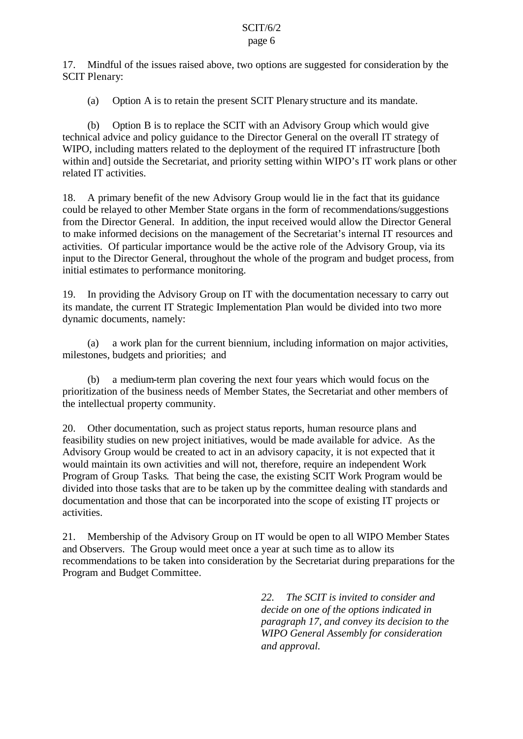17. Mindful of the issues raised above, two options are suggested for consideration by the SCIT Plenary:

(a) Option A is to retain the present SCIT Plenary structure and its mandate.

(b) Option B is to replace the SCIT with an Advisory Group which would give technical advice and policy guidance to the Director General on the overall IT strategy of WIPO, including matters related to the deployment of the required IT infrastructure [both within and] outside the Secretariat, and priority setting within WIPO's IT work plans or other related IT activities.

18. A primary benefit of the new Advisory Group would lie in the fact that its guidance could be relayed to other Member State organs in the form of recommendations/suggestions from the Director General. In addition, the input received would allow the Director General to make informed decisions on the management of the Secretariat's internal IT resources and activities. Of particular importance would be the active role of the Advisory Group, via its input to the Director General, throughout the whole of the program and budget process, from initial estimates to performance monitoring.

19. In providing the Advisory Group on IT with the documentation necessary to carry out its mandate, the current IT Strategic Implementation Plan would be divided into two more dynamic documents, namely:

(a) a work plan for the current biennium, including information on major activities, milestones, budgets and priorities; and

(b) a medium-term plan covering the next four years which would focus on the prioritization of the business needs of Member States, the Secretariat and other members of the intellectual property community.

20. Other documentation, such as project status reports, human resource plans and feasibility studies on new project initiatives, would be made available for advice. As the Advisory Group would be created to act in an advisory capacity, it is not expected that it would maintain its own activities and will not, therefore, require an independent Work Program of Group Tasks. That being the case, the existing SCIT Work Program would be divided into those tasks that are to be taken up by the committee dealing with standards and documentation and those that can be incorporated into the scope of existing IT projects or activities.

21. Membership of the Advisory Group on IT would be open to all WIPO Member States and Observers. The Group would meet once a year at such time as to allow its recommendations to be taken into consideration by the Secretariat during preparations for the Program and Budget Committee.

*22. The SCIT is invited to consider and decide on one of the options indicated in paragraph 17, and convey its decision to the WIPO General Assembly for consideration and approval.*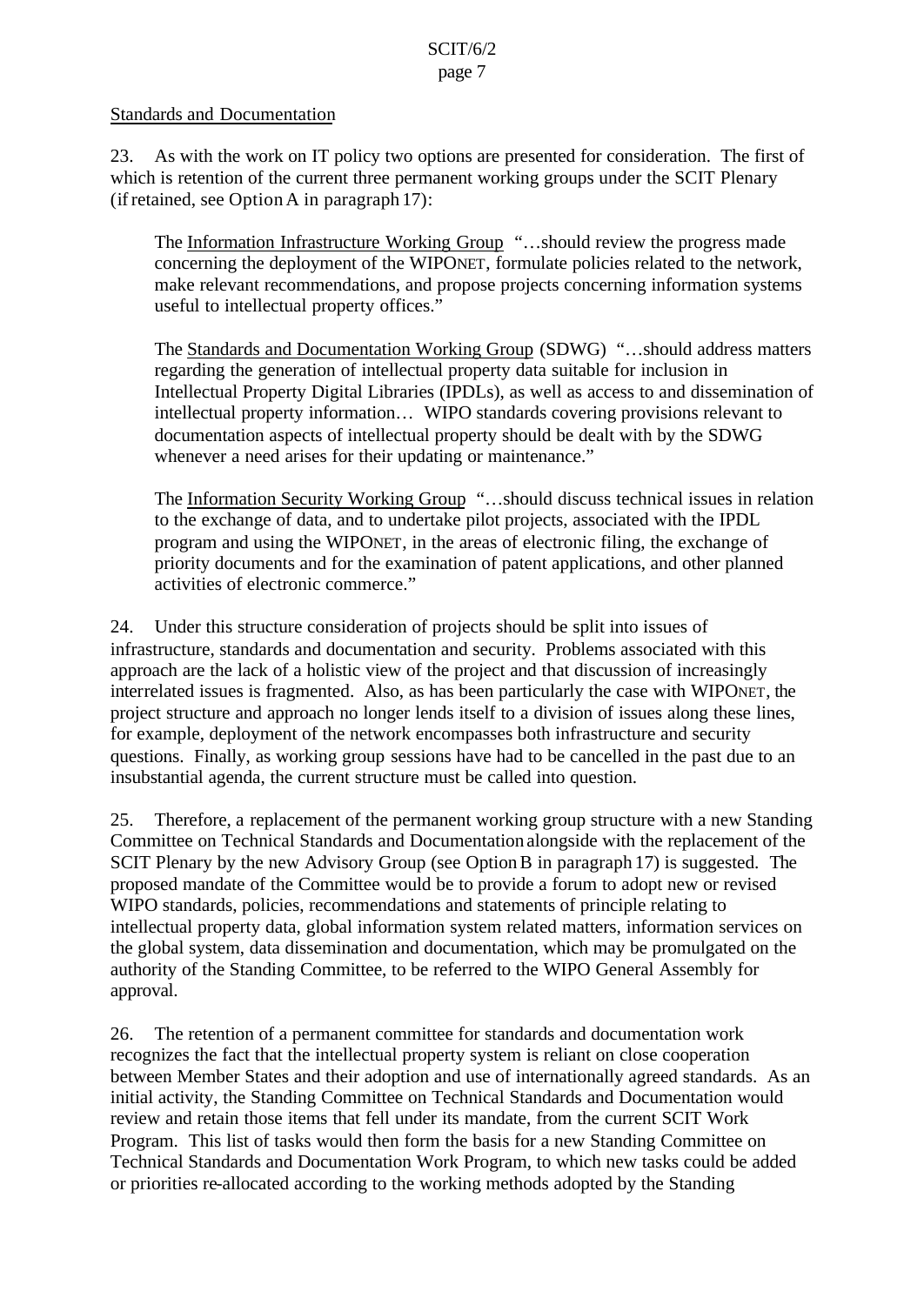Standards and Documentation

23. As with the work on IT policy two options are presented for consideration. The first of which is retention of the current three permanent working groups under the SCIT Plenary (if retained, see Option A in paragraph 17):

> The Information Infrastructure Working Group "…should review the progress made concerning the deployment of the WIPONET, formulate policies related to the network, make relevant recommendations, and propose projects concerning information systems useful to intellectual property offices."
>
> The Standards and Documentation Working Group (SDWG) "…should address matters regarding the generation of intellectual property data suitable for inclusion in Intellectual Property Digital Libraries (IPDLs), as well as access to and dissemination of intellectual property information… WIPO standards covering provisions relevant to documentation aspects of intellectual property should be dealt with by the SDWG whenever a need arises for their updating or maintenance."
>
> The Information Security Working Group "…should discuss technical issues in relation to the exchange of data, and to undertake pilot projects, associated with the IPDL program and using the WIPONET, in the areas of electronic filing, the exchange of priority documents and for the examination of patent applications, and other planned activities of electronic commerce."

24. Under this structure consideration of projects should be split into issues of infrastructure, standards and documentation and security. Problems associated with this approach are the lack of a holistic view of the project and that discussion of increasingly interrelated issues is fragmented. Also, as has been particularly the case with WIPONET, the project structure and approach no longer lends itself to a division of issues along these lines, for example, deployment of the network encompasses both infrastructure and security questions. Finally, as working group sessions have had to be cancelled in the past due to an insubstantial agenda, the current structure must be called into question.

25. Therefore, a replacement of the permanent working group structure with a new Standing Committee on Technical Standards and Documentation alongside with the replacement of the SCIT Plenary by the new Advisory Group (see Option B in paragraph 17) is suggested. The proposed mandate of the Committee would be to provide a forum to adopt new or revised WIPO standards, policies, recommendations and statements of principle relating to intellectual property data, global information system related matters, information services on the global system, data dissemination and documentation, which may be promulgated on the authority of the Standing Committee, to be referred to the WIPO General Assembly for approval.

26. The retention of a permanent committee for standards and documentation work recognizes the fact that the intellectual property system is reliant on close cooperation between Member States and their adoption and use of internationally agreed standards. As an initial activity, the Standing Committee on Technical Standards and Documentation would review and retain those items that fell under its mandate, from the current SCIT Work Program. This list of tasks would then form the basis for a new Standing Committee on Technical Standards and Documentation Work Program, to which new tasks could be added or priorities re-allocated according to the working methods adopted by the Standing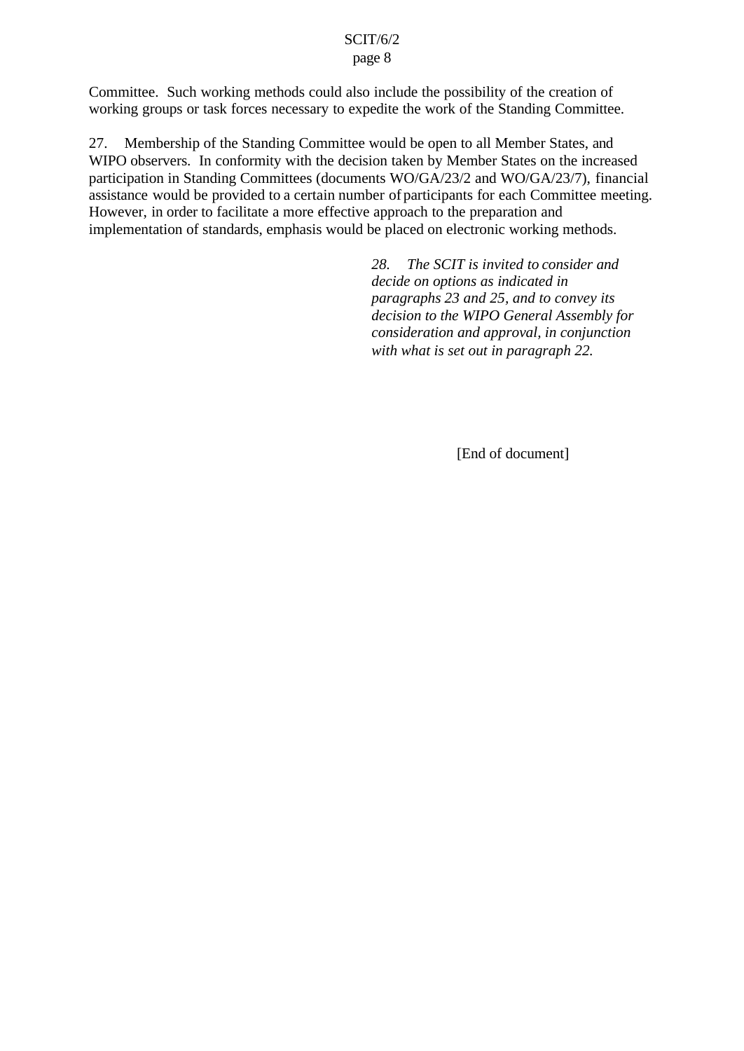Committee. Such working methods could also include the possibility of the creation of working groups or task forces necessary to expedite the work of the Standing Committee.

27. Membership of the Standing Committee would be open to all Member States, and WIPO observers. In conformity with the decision taken by Member States on the increased participation in Standing Committees (documents WO/GA/23/2 and WO/GA/23/7), financial assistance would be provided to a certain number of participants for each Committee meeting. However, in order to facilitate a more effective approach to the preparation and implementation of standards, emphasis would be placed on electronic working methods.

*28. The SCIT is invited to consider and decide on options as indicated in paragraphs 23 and 25, and to convey its decision to the WIPO General Assembly for consideration and approval, in conjunction with what is set out in paragraph 22.*

[End of document]